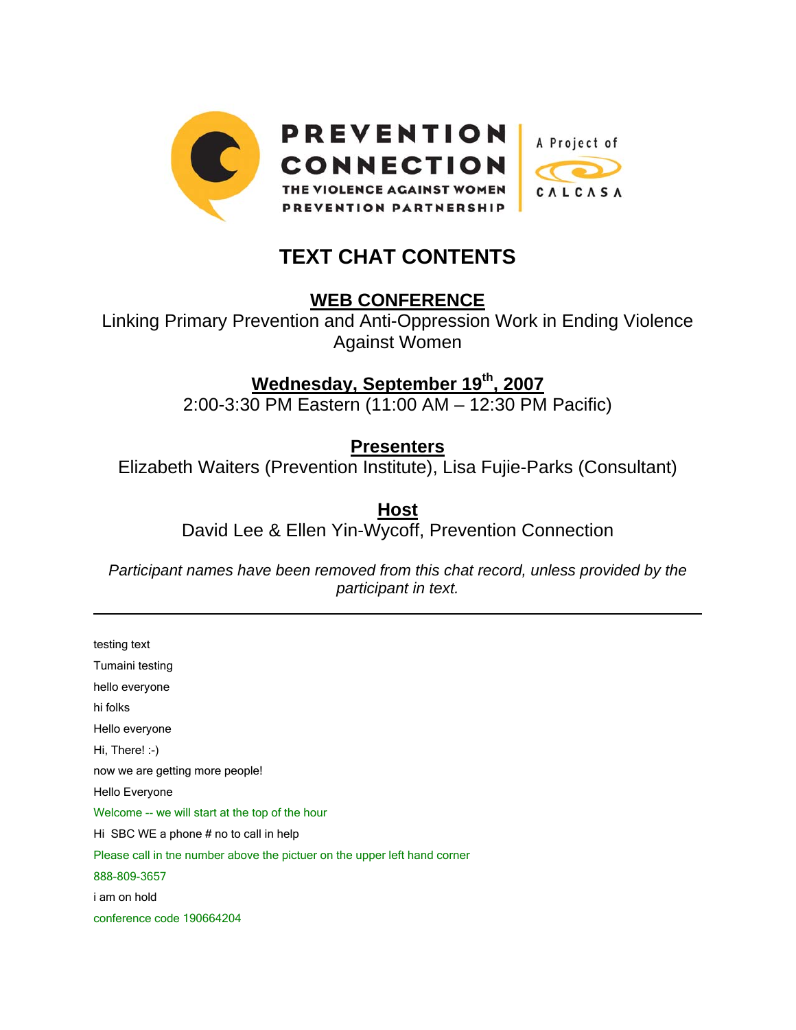PREVENTION CONNECTION

THE VIOLENCE AGAINST WOMEN PREVENTION PARTNERSHIP

A Project of CALCASA

# TEXT CHAT CONTENTS

## WEB CONFERENCE

Linking Primary Prevention and Anti-Oppression Work in Ending Violence Against Women

## Wednesday, September 19th, 2007

2:00-3:30 PM Eastern (11:00 AM – 12:30 PM Pacific)

## Presenters

Elizabeth Waiters (Prevention Institute), Lisa Fujie-Parks (Consultant)

## Host

David Lee & Ellen Yin-Wycoff, Prevention Connection

*Participant names have been removed from this chat record, unless provided by the participant in text.*

---

testing text

Tumaini testing

hello everyone

hi folks

Hello everyone

Hi, There! :-)

now we are getting more people!

Hello Everyone

Welcome -- we will start at the top of the hour

Hi SBC WE a phone # no to call in help

Please call in tne number above the pictuer on the upper left hand corner

888-809-3657

i am on hold

conference code 190664204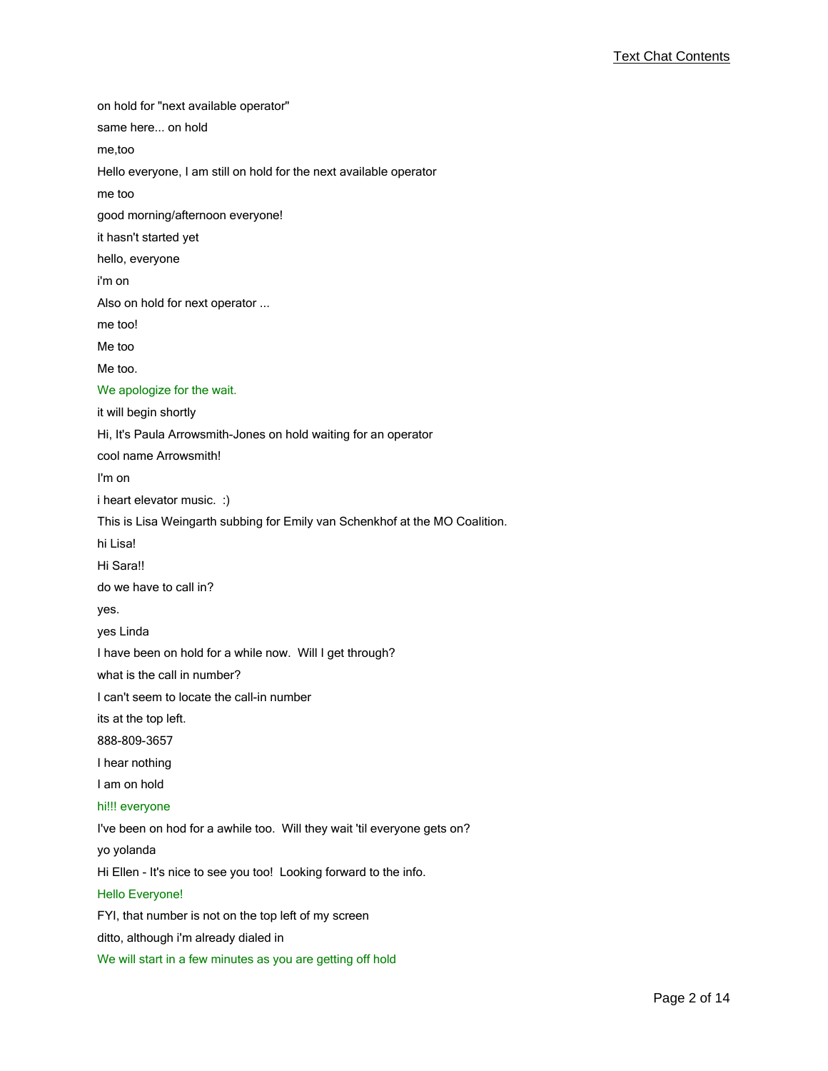on hold for "next available operator"

same here... on hold

me,too

Hello everyone, I am still on hold for the next available operator

me too

good morning/afternoon everyone!

it hasn't started yet

hello, everyone

i'm on

Also on hold for next operator ...

me too!

Me too

Me too.

We apologize for the wait.

it will begin shortly

Hi, It's Paula Arrowsmith-Jones on hold waiting for an operator

cool name Arrowsmith!

I'm on

i heart elevator music.  :)

This is Lisa Weingarth subbing for Emily van Schenkhof at the MO Coalition.

hi Lisa!

Hi Sara!!

do we have to call in?

yes.

yes Linda

I have been on hold for a while now.  Will I get through?

what is the call in number?

I can't seem to locate the call-in number

its at the top left.

888-809-3657

I hear nothing

I am on hold

hi!!! everyone

I've been on hod for a awhile too.  Will they wait 'til everyone gets on?

yo yolanda

Hi Ellen - It's nice to see you too!  Looking forward to the info.

Hello Everyone!

FYI, that number is not on the top left of my screen

ditto, although i'm already dialed in

We will start in a few minutes as you are getting off hold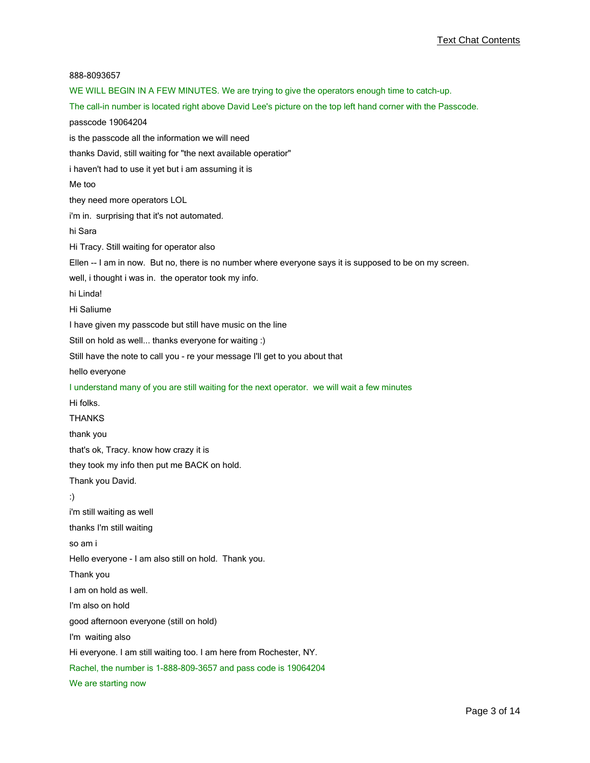888-8093657

WE WILL BEGIN IN A FEW MINUTES. We are trying to give the operators enough time to catch-up.

The call-in number is located right above David Lee's picture on the top left hand corner with the Passcode.

passcode 19064204

is the passcode all the information we will need

thanks David, still waiting for "the next available operatior"

i haven't had to use it yet but i am assuming it is

Me too

they need more operators LOL

i'm in.  surprising that it's not automated.

hi Sara

Hi Tracy. Still waiting for operator also

Ellen -- I am in now.  But no, there is no number where everyone says it is supposed to be on my screen.

well, i thought i was in.  the operator took my info.

hi Linda!

Hi Saliume

I have given my passcode but still have music on the line

Still on hold as well... thanks everyone for waiting :)

Still have the note to call you - re your message I'll get to you about that

hello everyone

I understand many of you are still waiting for the next operator.  we will wait a few minutes

Hi folks.

THANKS

thank you

that's ok, Tracy. know how crazy it is

they took my info then put me BACK on hold.

Thank you David.

:)

i'm still waiting as well

thanks I'm still waiting

so am i

Hello everyone - I am also still on hold.  Thank you.

Thank you

I am on hold as well.

I'm also on hold

good afternoon everyone (still on hold)

I'm  waiting also

Hi everyone. I am still waiting too. I am here from Rochester, NY.

Rachel, the number is 1-888-809-3657 and pass code is 19064204

We are starting now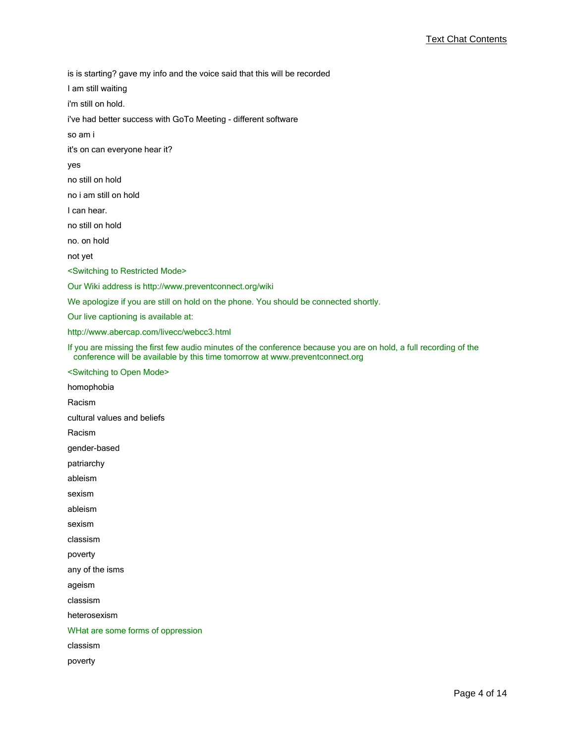is is starting? gave my info and the voice said that this will be recorded

I am still waiting

i'm still on hold.

i've had better success with GoTo Meeting - different software

so am i

it's on can everyone hear it?

yes

no still on hold

no i am still on hold

I can hear.

no still on hold

no. on hold

not yet

<Switching to Restricted Mode>

Our Wiki address is http://www.preventconnect.org/wiki

We apologize if you are still on hold on the phone. You should be connected shortly.

Our live captioning is available at:

http://www.abercap.com/livecc/webcc3.html

If you are missing the first few audio minutes of the conference because you are on hold, a full recording of the conference will be available by this time tomorrow at www.preventconnect.org

<Switching to Open Mode>

homophobia

Racism

cultural values and beliefs

Racism

gender-based

patriarchy

ableism

sexism

ableism

sexism

classism

poverty

any of the isms

ageism

classism

heterosexism

WHat are some forms of oppression

classism

poverty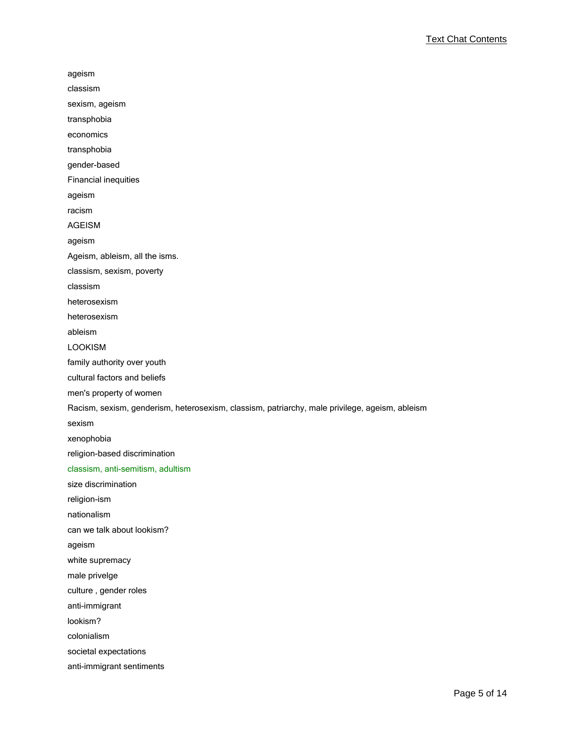ageism

classism

sexism, ageism

transphobia

economics

transphobia

gender-based

Financial inequities

ageism

racism

AGEISM

ageism

Ageism, ableism, all the isms.

classism, sexism, poverty

classism

heterosexism

heterosexism

ableism

LOOKISM

family authority over youth

cultural factors and beliefs

men's property of women

Racism, sexism, genderism, heterosexism, classism, patriarchy, male privilege, ageism, ableism

sexism

xenophobia

religion-based discrimination

classism, anti-semitism, adultism

size discrimination

religion-ism

nationalism

can we talk about lookism?

ageism

white supremacy

male privelge

culture , gender roles

anti-immigrant

lookism?

colonialism

societal expectations

anti-immigrant sentiments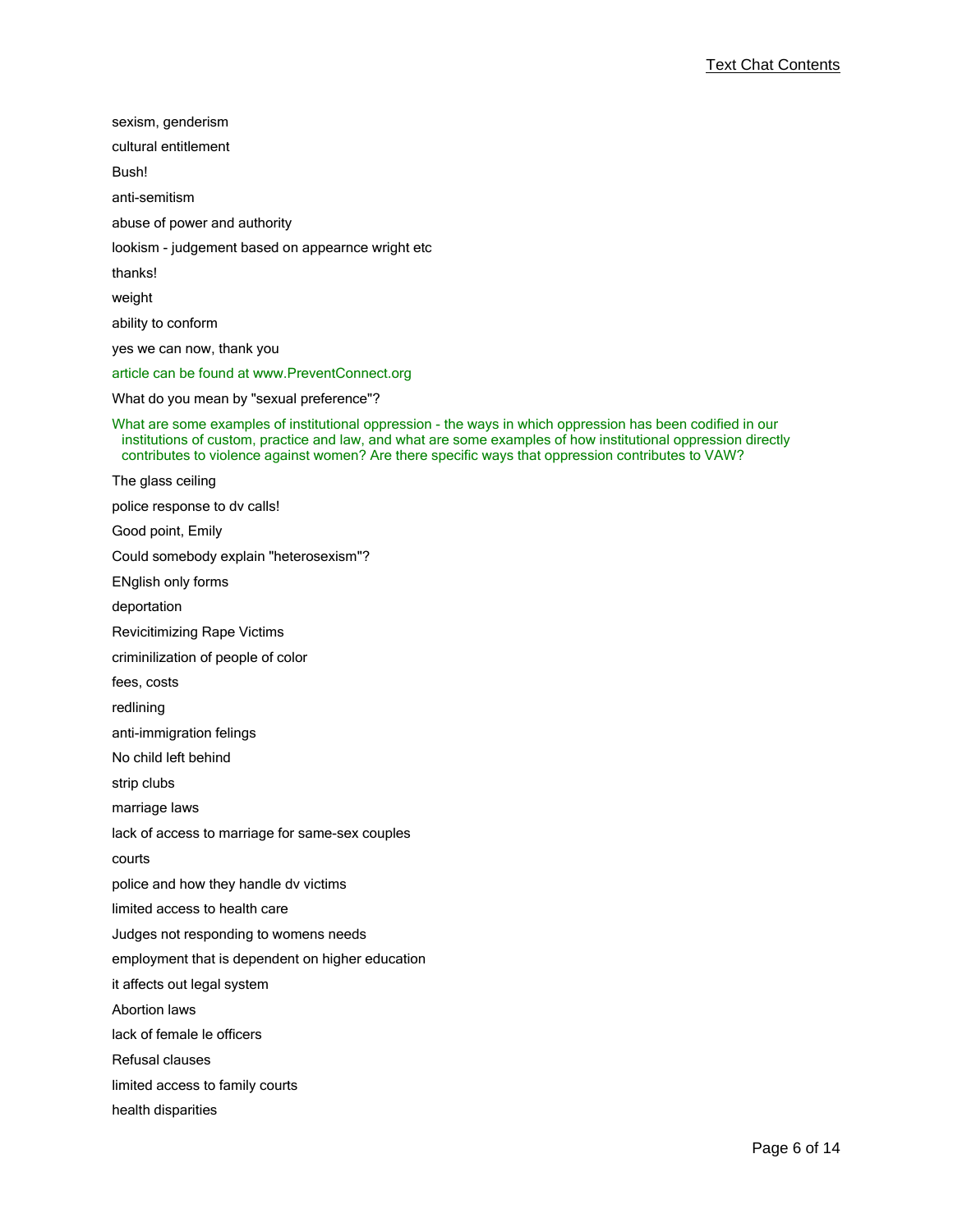sexism, genderism

cultural entitlement

Bush!

anti-semitism

abuse of power and authority

lookism - judgement based on appearnce wright etc

thanks!

weight

ability to conform

yes we can now, thank you

article can be found at www.PreventConnect.org

What do you mean by "sexual preference"?

What are some examples of institutional oppression - the ways in which oppression has been codified in our institutions of custom, practice and law, and what are some examples of how institutional oppression directly contributes to violence against women? Are there specific ways that oppression contributes to VAW?

The glass ceiling

police response to dv calls!

Good point, Emily

Could somebody explain "heterosexism"?

ENglish only forms

deportation

Revicitimizing Rape Victims

criminilization of people of color

fees, costs

redlining

anti-immigration felings

No child left behind

strip clubs

marriage laws

lack of access to marriage for same-sex couples

courts

police and how they handle dv victims

limited access to health care

Judges not responding to womens needs

employment that is dependent on higher education

it affects out legal system

Abortion laws

lack of female le officers

Refusal clauses

limited access to family courts

health disparities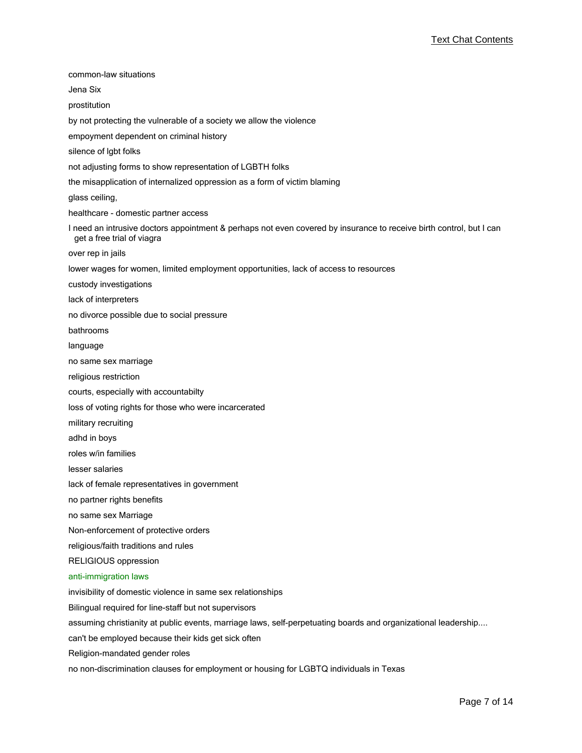common-law situations

Jena Six

prostitution

by not protecting the vulnerable of a society we allow the violence

empoyment dependent on criminal history

silence of lgbt folks

not adjusting forms to show representation of LGBTH folks

the misapplication of internalized oppression as a form of victim blaming

glass ceiling,

healthcare - domestic partner access

I need an intrusive doctors appointment & perhaps not even covered by insurance to receive birth control, but I can get a free trial of viagra

over rep in jails

lower wages for women, limited employment opportunities, lack of access to resources

custody investigations

lack of interpreters

no divorce possible due to social pressure

bathrooms

language

no same sex marriage

religious restriction

courts, especially with accountabilty

loss of voting rights for those who were incarcerated

military recruiting

adhd in boys

roles w/in families

lesser salaries

lack of female representatives in government

no partner rights benefits

no same sex Marriage

Non-enforcement of protective orders

religious/faith traditions and rules

RELIGIOUS oppression

anti-immigration laws

invisibility of domestic violence in same sex relationships

Bilingual required for line-staff but not supervisors

assuming christianity at public events, marriage laws, self-perpetuating boards and organizational leadership....

can't be employed because their kids get sick often

Religion-mandated gender roles

no non-discrimination clauses for employment or housing for LGBTQ individuals in Texas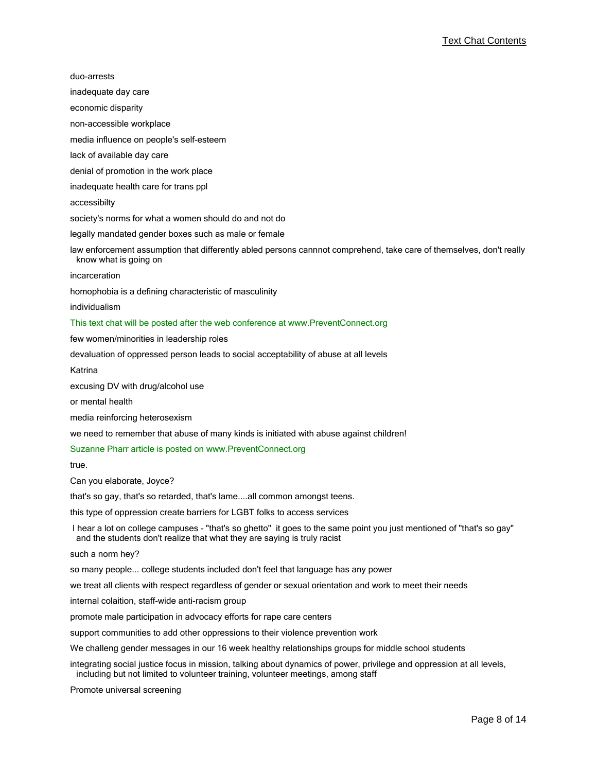duo-arrests

inadequate day care

economic disparity

non-accessible workplace

media influence on people's self-esteem

lack of available day care

denial of promotion in the work place

inadequate health care for trans ppl

accessibilty

society's norms for what a women should do and not do

legally mandated gender boxes such as male or female

law enforcement assumption that differently abled persons cannnot comprehend, take care of themselves, don't really know what is going on

incarceration

homophobia is a defining characteristic of masculinity

individualism

This text chat will be posted after the web conference at www.PreventConnect.org

few women/minorities in leadership roles

devaluation of oppressed person leads to social acceptability of abuse at all levels

Katrina

excusing DV with drug/alcohol use

or mental health

media reinforcing heterosexism

we need to remember that abuse of many kinds is initiated with abuse against children!

Suzanne Pharr article is posted on www.PreventConnect.org

true.

Can you elaborate, Joyce?

that's so gay, that's so retarded, that's lame....all common amongst teens.

this type of oppression create barriers for LGBT folks to access services

I hear a lot on college campuses - "that's so ghetto" it goes to the same point you just mentioned of "that's so gay" and the students don't realize that what they are saying is truly racist

such a norm hey?

so many people... college students included don't feel that language has any power

we treat all clients with respect regardless of gender or sexual orientation and work to meet their needs

internal colaition, staff-wide anti-racism group

promote male participation in advocacy efforts for rape care centers

support communities to add other oppressions to their violence prevention work

We challeng gender messages in our 16 week healthy relationships groups for middle school students

integrating social justice focus in mission, talking about dynamics of power, privilege and oppression at all levels, including but not limited to volunteer training, volunteer meetings, among staff

Promote universal screening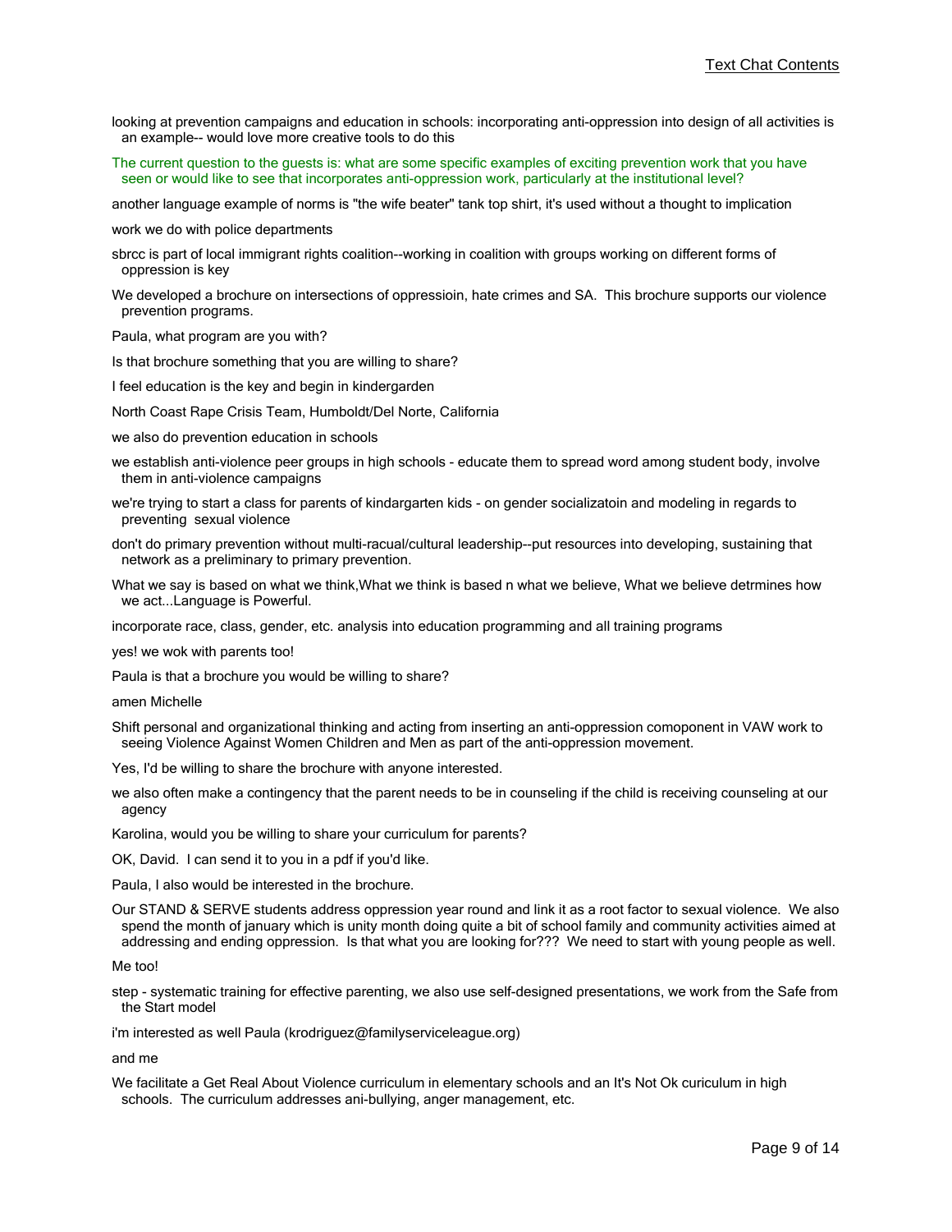looking at prevention campaigns and education in schools: incorporating anti-oppression into design of all activities is an example-- would love more creative tools to do this

The current question to the guests is: what are some specific examples of exciting prevention work that you have seen or would like to see that incorporates anti-oppression work, particularly at the institutional level?

another language example of norms is "the wife beater" tank top shirt, it's used without a thought to implication

work we do with police departments

sbrcc is part of local immigrant rights coalition--working in coalition with groups working on different forms of oppression is key

We developed a brochure on intersections of oppressioin, hate crimes and SA. This brochure supports our violence prevention programs.

Paula, what program are you with?

Is that brochure something that you are willing to share?

I feel education is the key and begin in kindergarden

North Coast Rape Crisis Team, Humboldt/Del Norte, California

we also do prevention education in schools

we establish anti-violence peer groups in high schools - educate them to spread word among student body, involve them in anti-violence campaigns

we're trying to start a class for parents of kindergarten kids - on gender socializatoin and modeling in regards to preventing sexual violence

don't do primary prevention without multi-racual/cultural leadership--put resources into developing, sustaining that network as a preliminary to primary prevention.

What we say is based on what we think,What we think is based n what we believe, What we believe detrmines how we act...Language is Powerful.

incorporate race, class, gender, etc. analysis into education programming and all training programs

yes! we wok with parents too!

Paula is that a brochure you would be willing to share?

amen Michelle

Shift personal and organizational thinking and acting from inserting an anti-oppression comoponent in VAW work to seeing Violence Against Women Children and Men as part of the anti-oppression movement.

Yes, I'd be willing to share the brochure with anyone interested.

we also often make a contingency that the parent needs to be in counseling if the child is receiving counseling at our agency

Karolina, would you be willing to share your curriculum for parents?

OK, David. I can send it to you in a pdf if you'd like.

Paula, I also would be interested in the brochure.

Our STAND & SERVE students address oppression year round and link it as a root factor to sexual violence. We also spend the month of january which is unity month doing quite a bit of school family and community activities aimed at addressing and ending oppression. Is that what you are looking for??? We need to start with young people as well.

Me too!

step - systematic training for effective parenting, we also use self-designed presentations, we work from the Safe from the Start model

i'm interested as well Paula (krodriguez@familyserviceleague.org)

and me

We facilitate a Get Real About Violence curriculum in elementary schools and an It's Not Ok curiculum in high schools. The curriculum addresses ani-bullying, anger management, etc.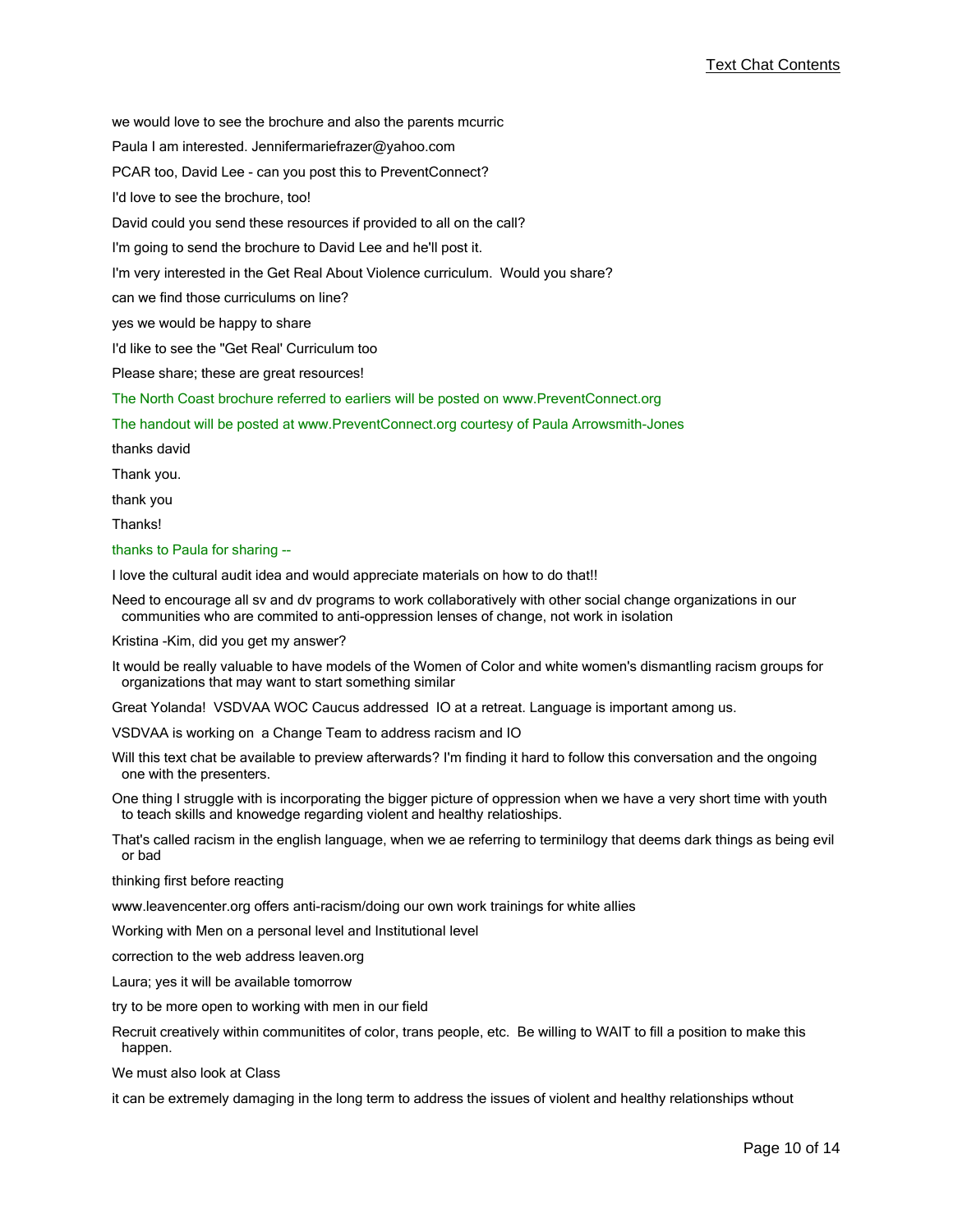we would love to see the brochure and also the parents mcurric

Paula I am interested. Jennifermariefrazer@yahoo.com

PCAR too, David Lee - can you post this to PreventConnect?

I'd love to see the brochure, too!

David could you send these resources if provided to all on the call?

I'm going to send the brochure to David Lee and he'll post it.

I'm very interested in the Get Real About Violence curriculum. Would you share?

can we find those curriculums on line?

yes we would be happy to share

I'd like to see the "Get Real' Curriculum too

Please share; these are great resources!

The North Coast brochure referred to earliers will be posted on www.PreventConnect.org

The handout will be posted at www.PreventConnect.org courtesy of Paula Arrowsmith-Jones

thanks david

Thank you.

thank you

Thanks!

thanks to Paula for sharing --

I love the cultural audit idea and would appreciate materials on how to do that!!

Need to encourage all sv and dv programs to work collaboratively with other social change organizations in our communities who are commited to anti-oppression lenses of change, not work in isolation

Kristina -Kim, did you get my answer?

It would be really valuable to have models of the Women of Color and white women's dismantling racism groups for organizations that may want to start something similar

Great Yolanda! VSDVAA WOC Caucus addressed IO at a retreat. Language is important among us.

VSDVAA is working on a Change Team to address racism and IO

Will this text chat be available to preview afterwards? I'm finding it hard to follow this conversation and the ongoing one with the presenters.

One thing I struggle with is incorporating the bigger picture of oppression when we have a very short time with youth to teach skills and knowedge regarding violent and healthy relatioships.

That's called racism in the english language, when we ae referring to terminilogy that deems dark things as being evil or bad

thinking first before reacting

www.leavencenter.org offers anti-racism/doing our own work trainings for white allies

Working with Men on a personal level and Institutional level

correction to the web address leaven.org

Laura; yes it will be available tomorrow

try to be more open to working with men in our field

Recruit creatively within communitites of color, trans people, etc. Be willing to WAIT to fill a position to make this happen.

We must also look at Class

it can be extremely damaging in the long term to address the issues of violent and healthy relationships wthout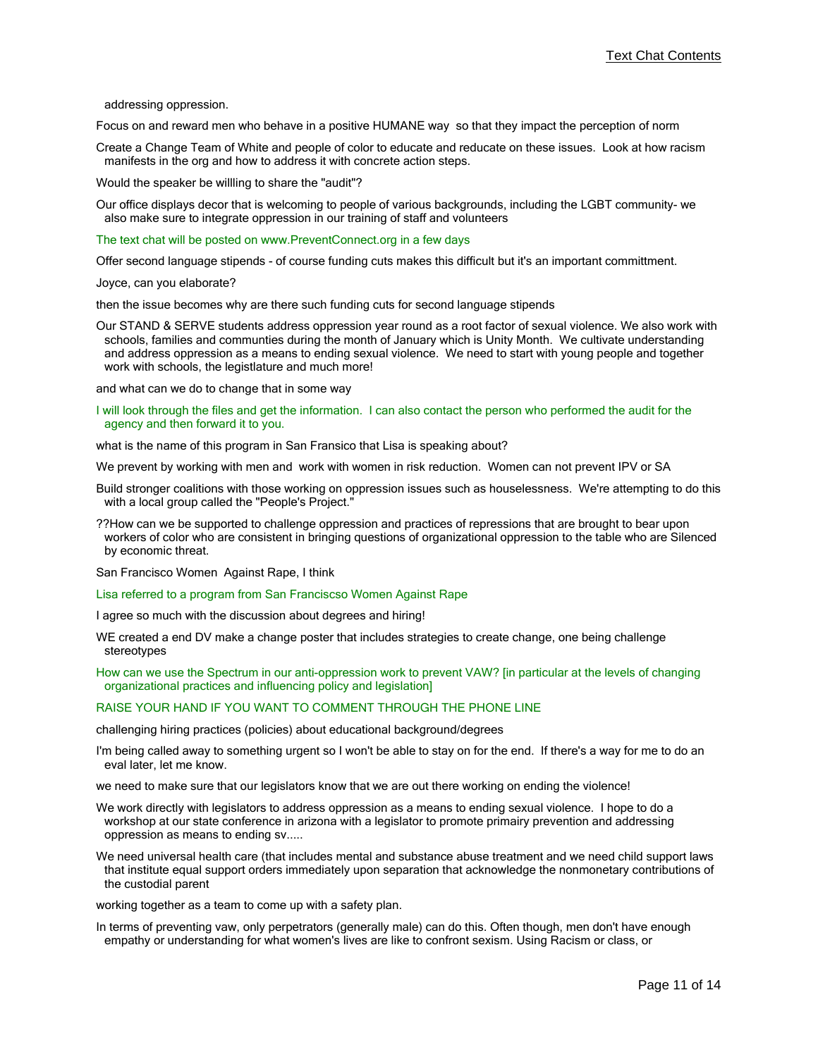addressing oppression.

Focus on and reward men who behave in a positive HUMANE way  so that they impact the perception of norm

Create a Change Team of White and people of color to educate and reducate on these issues.  Look at how racism manifests in the org and how to address it with concrete action steps.

Would the speaker be willling to share the "audit"?

Our office displays decor that is welcoming to people of various backgrounds, including the LGBT community- we also make sure to integrate oppression in our training of staff and volunteers

The text chat will be posted on www.PreventConnect.org in a few days

Offer second language stipends - of course funding cuts makes this difficult but it's an important committment.

Joyce, can you elaborate?

then the issue becomes why are there such funding cuts for second language stipends

Our STAND & SERVE students address oppression year round as a root factor of sexual violence. We also work with schools, families and communties during the month of January which is Unity Month.  We cultivate understanding and address oppression as a means to ending sexual violence.  We need to start with young people and together work with schools, the legistlature and much more!

and what can we do to change that in some way

I will look through the files and get the information.  I can also contact the person who performed the audit for the agency and then forward it to you.

what is the name of this program in San Fransico that Lisa is speaking about?

We prevent by working with men and  work with women in risk reduction.  Women can not prevent IPV or SA

Build stronger coalitions with those working on oppression issues such as houselessness.  We're attempting to do this with a local group called the "People's Project."

??How can we be supported to challenge oppression and practices of repressions that are brought to bear upon workers of color who are consistent in bringing questions of organizational oppression to the table who are Silenced by economic threat.

San Francisco Women  Against Rape, I think

Lisa referred to a program from San Franciscso Women Against Rape

I agree so much with the discussion about degrees and hiring!

WE created a end DV make a change poster that includes strategies to create change, one being challenge stereotypes

How can we use the Spectrum in our anti-oppression work to prevent VAW? [in particular at the levels of changing organizational practices and influencing policy and legislation]

RAISE YOUR HAND IF YOU WANT TO COMMENT THROUGH THE PHONE LINE

challenging hiring practices (policies) about educational background/degrees

I'm being called away to something urgent so I won't be able to stay on for the end.  If there's a way for me to do an eval later, let me know.

we need to make sure that our legislators know that we are out there working on ending the violence!

We work directly with legislators to address oppression as a means to ending sexual violence.  I hope to do a workshop at our state conference in arizona with a legislator to promote primairy prevention and addressing oppression as means to ending sv.....

We need universal health care (that includes mental and substance abuse treatment and we need child support laws that institute equal support orders immediately upon separation that acknowledge the nonmonetary contributions of the custodial parent

working together as a team to come up with a safety plan.

In terms of preventing vaw, only perpetrators (generally male) can do this. Often though, men don't have enough empathy or understanding for what women's lives are like to confront sexism. Using Racism or class, or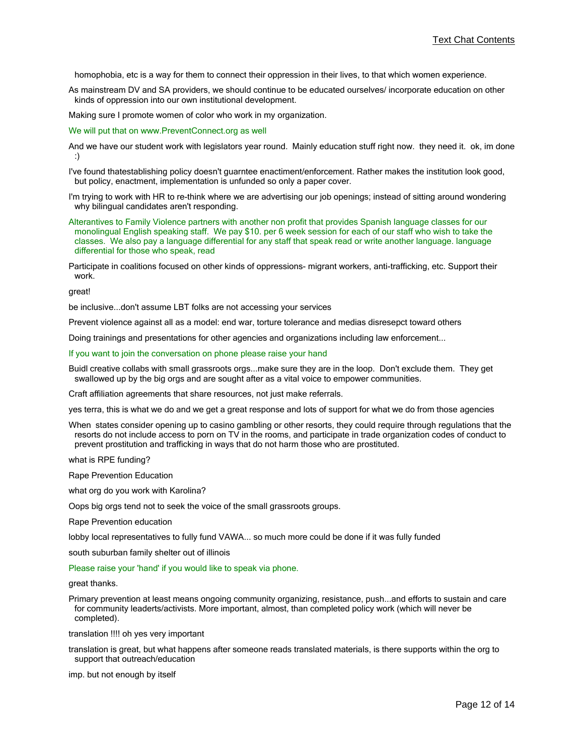homophobia, etc is a way for them to connect their oppression in their lives, to that which women experience.

As mainstream DV and SA providers, we should continue to be educated ourselves/ incorporate education on other kinds of oppression into our own institutional development.

Making sure I promote women of color who work in my organization.

We will put that on www.PreventConnect.org as well

And we have our student work with legislators year round. Mainly education stuff right now. they need it. ok, im done :)

I've found thatestablishing policy doesn't guarntee enactiment/enforcement. Rather makes the institution look good, but policy, enactment, implementation is unfunded so only a paper cover.

I'm trying to work with HR to re-think where we are advertising our job openings; instead of sitting around wondering why bilingual candidates aren't responding.

Alterantives to Family Violence partners with another non profit that provides Spanish language classes for our monolingual English speaking staff. We pay $10. per 6 week session for each of our staff who wish to take the classes. We also pay a language differential for any staff that speak read or write another language. language differential for those who speak, read

Participate in coalitions focused on other kinds of oppressions- migrant workers, anti-trafficking, etc. Support their work.

great!

be inclusive...don't assume LBT folks are not accessing your services

Prevent violence against all as a model: end war, torture tolerance and medias disresepct toward others

Doing trainings and presentations for other agencies and organizations including law enforcement...

If you want to join the conversation on phone please raise your hand

Buidl creative collabs with small grassroots orgs...make sure they are in the loop. Don't exclude them. They get swallowed up by the big orgs and are sought after as a vital voice to empower communities.

Craft affiliation agreements that share resources, not just make referrals.

yes terra, this is what we do and we get a great response and lots of support for what we do from those agencies

When states consider opening up to casino gambling or other resorts, they could require through regulations that the resorts do not include access to porn on TV in the rooms, and participate in trade organization codes of conduct to prevent prostitution and trafficking in ways that do not harm those who are prostituted.

what is RPE funding?

Rape Prevention Education

what org do you work with Karolina?

Oops big orgs tend not to seek the voice of the small grassroots groups.

Rape Prevention education

lobby local representatives to fully fund VAWA... so much more could be done if it was fully funded

south suburban family shelter out of illinois

Please raise your 'hand' if you would like to speak via phone.

great thanks.

Primary prevention at least means ongoing community organizing, resistance, push...and efforts to sustain and care for community leaderts/activists. More important, almost, than completed policy work (which will never be completed).

translation !!!! oh yes very important

translation is great, but what happens after someone reads translated materials, is there supports within the org to support that outreach/education

imp. but not enough by itself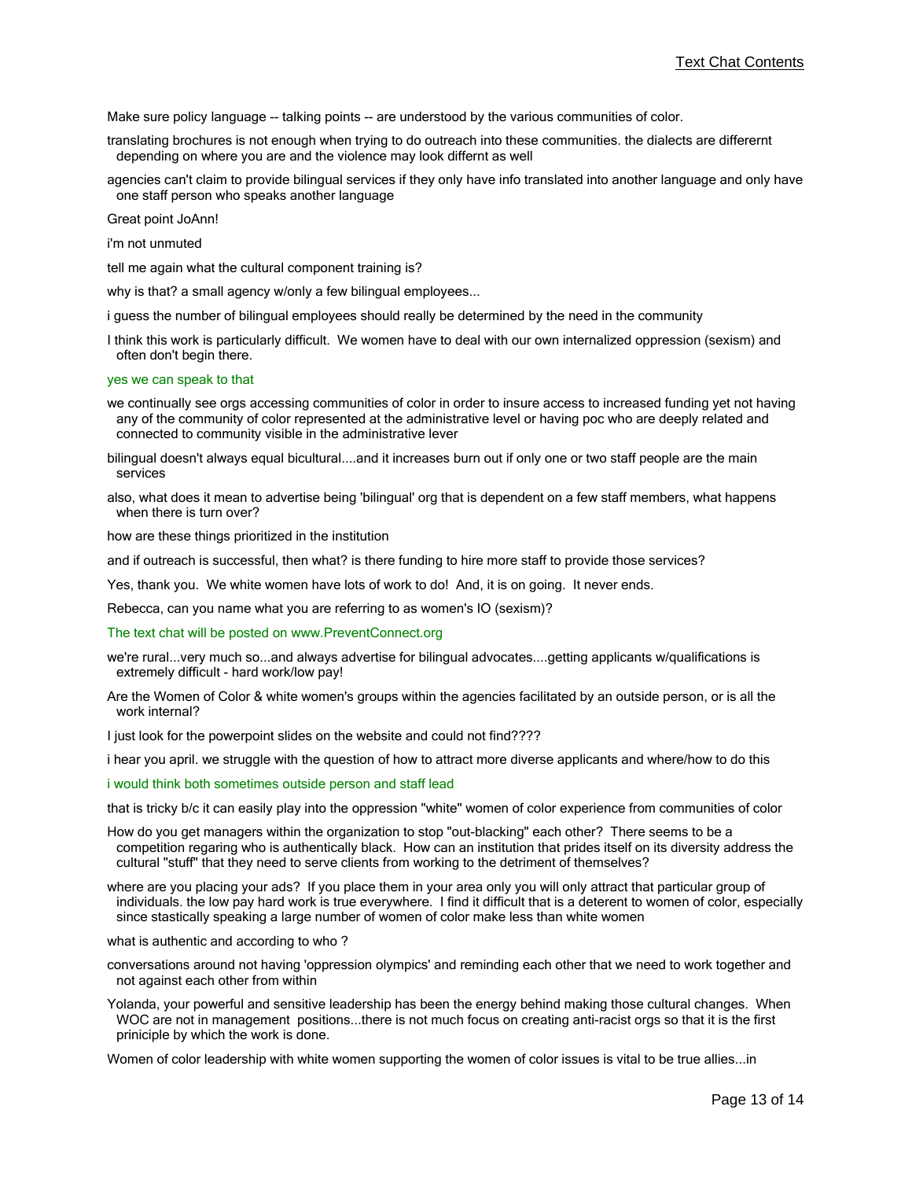Make sure policy language -- talking points -- are understood by the various communities of color.

translating brochures is not enough when trying to do outreach into these communities. the dialects are differernt depending on where you are and the violence may look differnt as well

agencies can't claim to provide bilingual services if they only have info translated into another language and only have one staff person who speaks another language

Great point JoAnn!

i'm not unmuted

tell me again what the cultural component training is?

why is that? a small agency w/only a few bilingual employees...

i guess the number of bilingual employees should really be determined by the need in the community

I think this work is particularly difficult. We women have to deal with our own internalized oppression (sexism) and often don't begin there.

yes we can speak to that

we continually see orgs accessing communities of color in order to insure access to increased funding yet not having any of the community of color represented at the administrative level or having poc who are deeply related and connected to community visible in the administrative lever

bilingual doesn't always equal bicultural....and it increases burn out if only one or two staff people are the main services

also, what does it mean to advertise being 'bilingual' org that is dependent on a few staff members, what happens when there is turn over?

how are these things prioritized in the institution

and if outreach is successful, then what? is there funding to hire more staff to provide those services?

Yes, thank you. We white women have lots of work to do! And, it is on going. It never ends.

Rebecca, can you name what you are referring to as women's IO (sexism)?

The text chat will be posted on www.PreventConnect.org

we're rural...very much so...and always advertise for bilingual advocates....getting applicants w/qualifications is extremely difficult - hard work/low pay!

Are the Women of Color & white women's groups within the agencies facilitated by an outside person, or is all the work internal?

I just look for the powerpoint slides on the website and could not find????

i hear you april. we struggle with the question of how to attract more diverse applicants and where/how to do this

i would think both sometimes outside person and staff lead

that is tricky b/c it can easily play into the oppression "white" women of color experience from communities of color

How do you get managers within the organization to stop "out-blacking" each other? There seems to be a competition regaring who is authentically black. How can an institution that prides itself on its diversity address the cultural "stuff" that they need to serve clients from working to the detriment of themselves?

where are you placing your ads? If you place them in your area only you will only attract that particular group of individuals. the low pay hard work is true everywhere. I find it difficult that is a deterent to women of color, especially since stastically speaking a large number of women of color make less than white women

what is authentic and according to who ?

conversations around not having 'oppression olympics' and reminding each other that we need to work together and not against each other from within

Yolanda, your powerful and sensitive leadership has been the energy behind making those cultural changes. When WOC are not in management positions...there is not much focus on creating anti-racist orgs so that it is the first priniciple by which the work is done.

Women of color leadership with white women supporting the women of color issues is vital to be true allies...in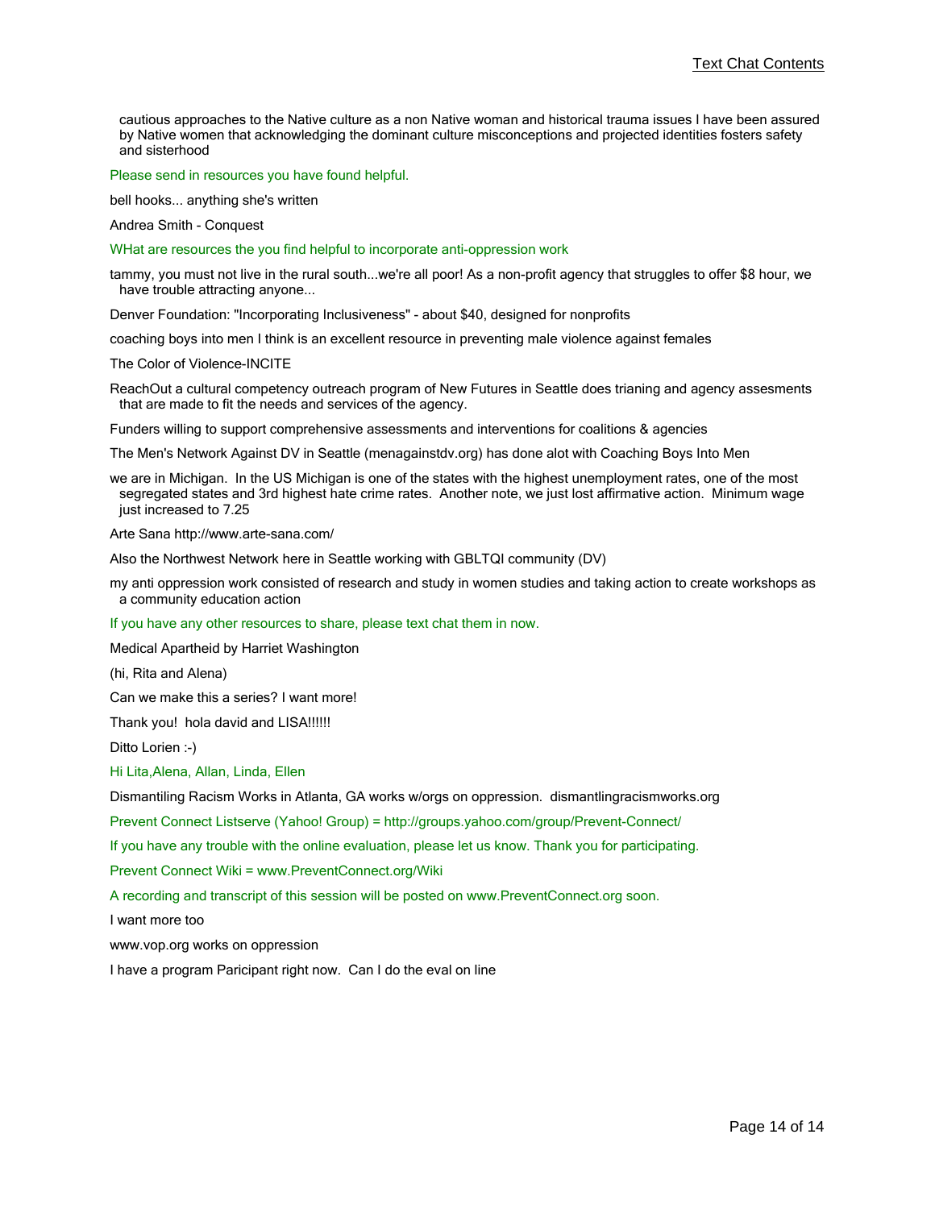cautious approaches to the Native culture as a non Native woman and historical trauma issues I have been assured by Native women that acknowledging the dominant culture misconceptions and projected identities fosters safety and sisterhood

Please send in resources you have found helpful.

bell hooks... anything she's written

Andrea Smith - Conquest

WHat are resources the you find helpful to incorporate anti-oppression work

tammy, you must not live in the rural south...we're all poor! As a non-profit agency that struggles to offer $8 hour, we have trouble attracting anyone...

Denver Foundation: "Incorporating Inclusiveness" - about $40, designed for nonprofits

coaching boys into men I think is an excellent resource in preventing male violence against females

The Color of Violence-INCITE

ReachOut a cultural competency outreach program of New Futures in Seattle does trianing and agency assesments that are made to fit the needs and services of the agency.

Funders willing to support comprehensive assessments and interventions for coalitions & agencies

The Men's Network Against DV in Seattle (menagainstdv.org) has done alot with Coaching Boys Into Men

we are in Michigan. In the US Michigan is one of the states with the highest unemployment rates, one of the most segregated states and 3rd highest hate crime rates. Another note, we just lost affirmative action. Minimum wage just increased to 7.25

Arte Sana http://www.arte-sana.com/

Also the Northwest Network here in Seattle working with GBLTQI community (DV)

my anti oppression work consisted of research and study in women studies and taking action to create workshops as a community education action

If you have any other resources to share, please text chat them in now.

Medical Apartheid by Harriet Washington

(hi, Rita and Alena)

Can we make this a series? I want more!

Thank you! hola david and LISA!!!!!

Ditto Lorien :-)

Hi Lita,Alena, Allan, Linda, Ellen

Dismantiling Racism Works in Atlanta, GA works w/orgs on oppression. dismantlingracismworks.org

Prevent Connect Listserve (Yahoo! Group) = http://groups.yahoo.com/group/Prevent-Connect/

If you have any trouble with the online evaluation, please let us know. Thank you for participating.

Prevent Connect Wiki = www.PreventConnect.org/Wiki

A recording and transcript of this session will be posted on www.PreventConnect.org soon.

I want more too

www.vop.org works on oppression

I have a program Paricipant right now. Can I do the eval on line